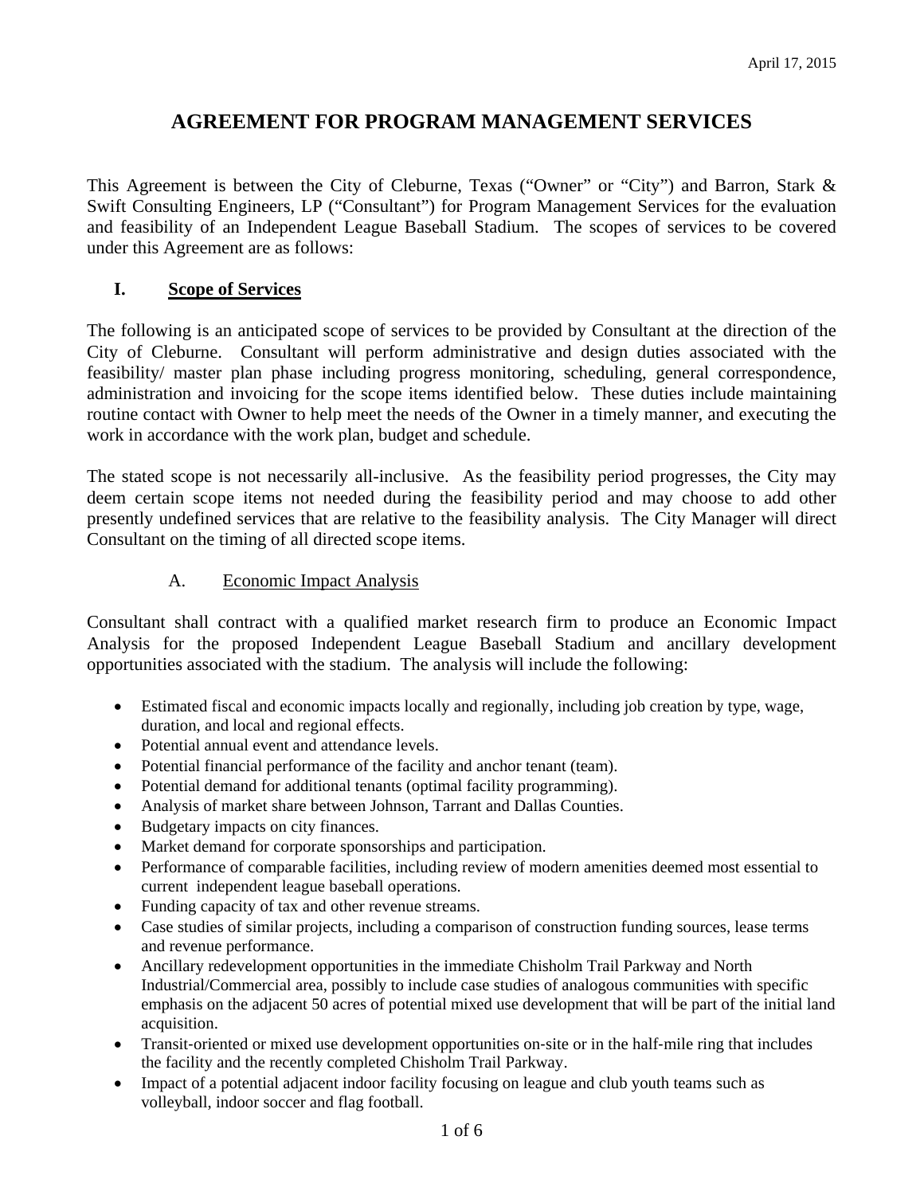April 17, 2015

# AGREEMENT FOR PROGRAM MANAGEMENT SERVICES

This Agreement is between the City of Cleburne, Texas ("Owner" or "City") and Barron, Stark & Swift Consulting Engineers, LP ("Consultant") for Program Management Services for the evaluation and feasibility of an Independent League Baseball Stadium. The scopes of services to be covered under this Agreement are as follows:

## I. Scope of Services

The following is an anticipated scope of services to be provided by Consultant at the direction of the City of Cleburne. Consultant will perform administrative and design duties associated with the feasibility/ master plan phase including progress monitoring, scheduling, general correspondence, administration and invoicing for the scope items identified below. These duties include maintaining routine contact with Owner to help meet the needs of the Owner in a timely manner, and executing the work in accordance with the work plan, budget and schedule.

The stated scope is not necessarily all-inclusive. As the feasibility period progresses, the City may deem certain scope items not needed during the feasibility period and may choose to add other presently undefined services that are relative to the feasibility analysis. The City Manager will direct Consultant on the timing of all directed scope items.

### A. Economic Impact Analysis

Consultant shall contract with a qualified market research firm to produce an Economic Impact Analysis for the proposed Independent League Baseball Stadium and ancillary development opportunities associated with the stadium. The analysis will include the following:

- Estimated fiscal and economic impacts locally and regionally, including job creation by type, wage, duration, and local and regional effects.
- Potential annual event and attendance levels.
- Potential financial performance of the facility and anchor tenant (team).
- Potential demand for additional tenants (optimal facility programming).
- Analysis of market share between Johnson, Tarrant and Dallas Counties.
- Budgetary impacts on city finances.
- Market demand for corporate sponsorships and participation.
- Performance of comparable facilities, including review of modern amenities deemed most essential to current independent league baseball operations.
- Funding capacity of tax and other revenue streams.
- Case studies of similar projects, including a comparison of construction funding sources, lease terms and revenue performance.
- Ancillary redevelopment opportunities in the immediate Chisholm Trail Parkway and North Industrial/Commercial area, possibly to include case studies of analogous communities with specific emphasis on the adjacent 50 acres of potential mixed use development that will be part of the initial land acquisition.
- Transit-oriented or mixed use development opportunities on-site or in the half-mile ring that includes the facility and the recently completed Chisholm Trail Parkway.
- Impact of a potential adjacent indoor facility focusing on league and club youth teams such as volleyball, indoor soccer and flag football.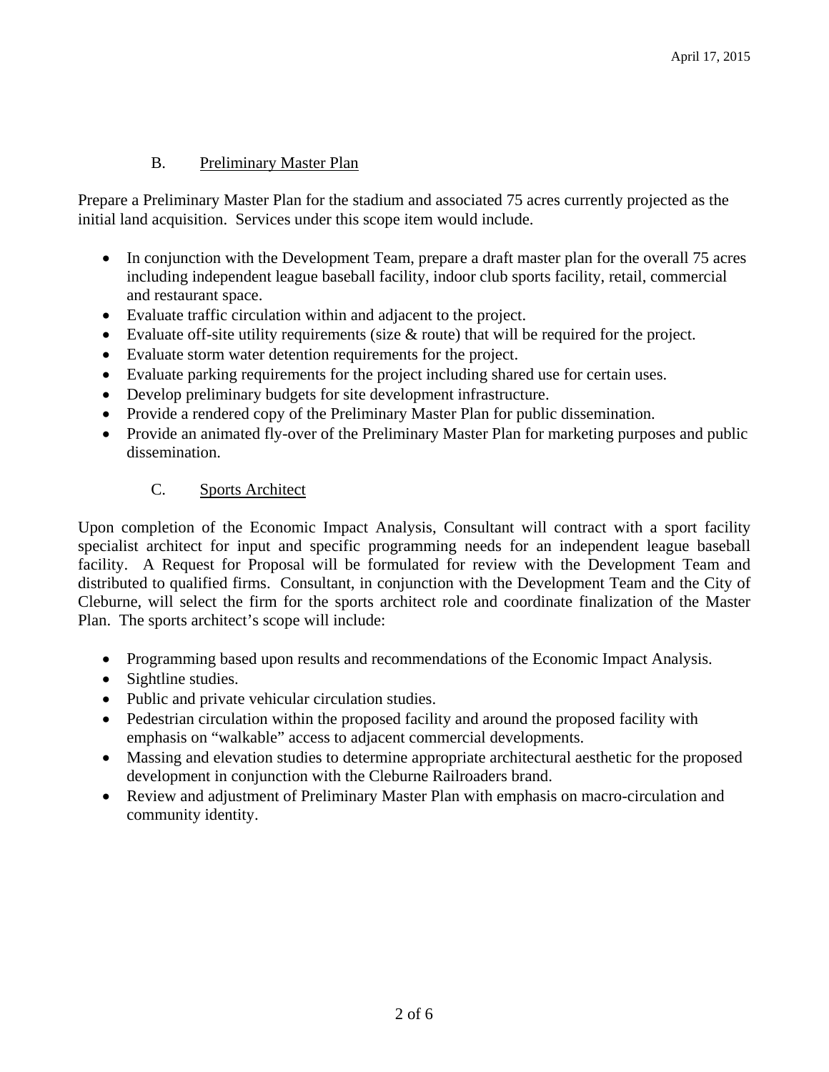### B. Preliminary Master Plan

Prepare a Preliminary Master Plan for the stadium and associated 75 acres currently projected as the initial land acquisition. Services under this scope item would include.

- In conjunction with the Development Team, prepare a draft master plan for the overall 75 acres including independent league baseball facility, indoor club sports facility, retail, commercial and restaurant space.
- Evaluate traffic circulation within and adjacent to the project.
- Evaluate off-site utility requirements (size & route) that will be required for the project.
- Evaluate storm water detention requirements for the project.
- Evaluate parking requirements for the project including shared use for certain uses.
- Develop preliminary budgets for site development infrastructure.
- Provide a rendered copy of the Preliminary Master Plan for public dissemination.
- Provide an animated fly-over of the Preliminary Master Plan for marketing purposes and public dissemination.

### C. Sports Architect

Upon completion of the Economic Impact Analysis, Consultant will contract with a sport facility specialist architect for input and specific programming needs for an independent league baseball facility. A Request for Proposal will be formulated for review with the Development Team and distributed to qualified firms. Consultant, in conjunction with the Development Team and the City of Cleburne, will select the firm for the sports architect role and coordinate finalization of the Master Plan. The sports architect's scope will include:

- Programming based upon results and recommendations of the Economic Impact Analysis.
- Sightline studies.
- Public and private vehicular circulation studies.
- Pedestrian circulation within the proposed facility and around the proposed facility with emphasis on "walkable" access to adjacent commercial developments.
- Massing and elevation studies to determine appropriate architectural aesthetic for the proposed development in conjunction with the Cleburne Railroaders brand.
- Review and adjustment of Preliminary Master Plan with emphasis on macro-circulation and community identity.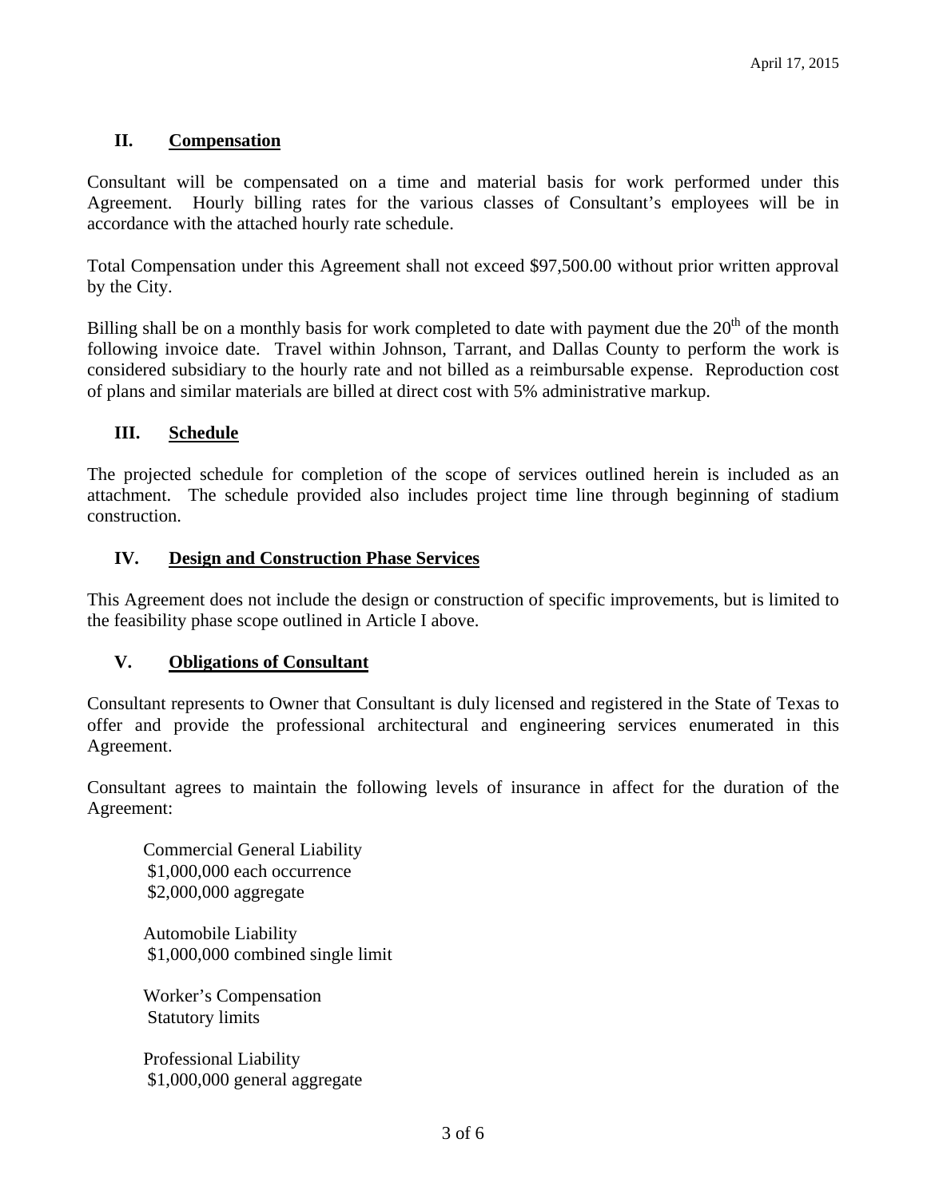## II. Compensation

Consultant will be compensated on a time and material basis for work performed under this Agreement. Hourly billing rates for the various classes of Consultant's employees will be in accordance with the attached hourly rate schedule.

Total Compensation under this Agreement shall not exceed $97,500.00 without prior written approval by the City.

Billing shall be on a monthly basis for work completed to date with payment due the 20th of the month following invoice date. Travel within Johnson, Tarrant, and Dallas County to perform the work is considered subsidiary to the hourly rate and not billed as a reimbursable expense. Reproduction cost of plans and similar materials are billed at direct cost with 5% administrative markup.

## III. Schedule

The projected schedule for completion of the scope of services outlined herein is included as an attachment. The schedule provided also includes project time line through beginning of stadium construction.

## IV. Design and Construction Phase Services

This Agreement does not include the design or construction of specific improvements, but is limited to the feasibility phase scope outlined in Article I above.

## V. Obligations of Consultant

Consultant represents to Owner that Consultant is duly licensed and registered in the State of Texas to offer and provide the professional architectural and engineering services enumerated in this Agreement.

Consultant agrees to maintain the following levels of insurance in affect for the duration of the Agreement:

Commercial General Liability
$1,000,000 each occurrence
$2,000,000 aggregate

Automobile Liability
$1,000,000 combined single limit

Worker's Compensation
Statutory limits

Professional Liability
$1,000,000 general aggregate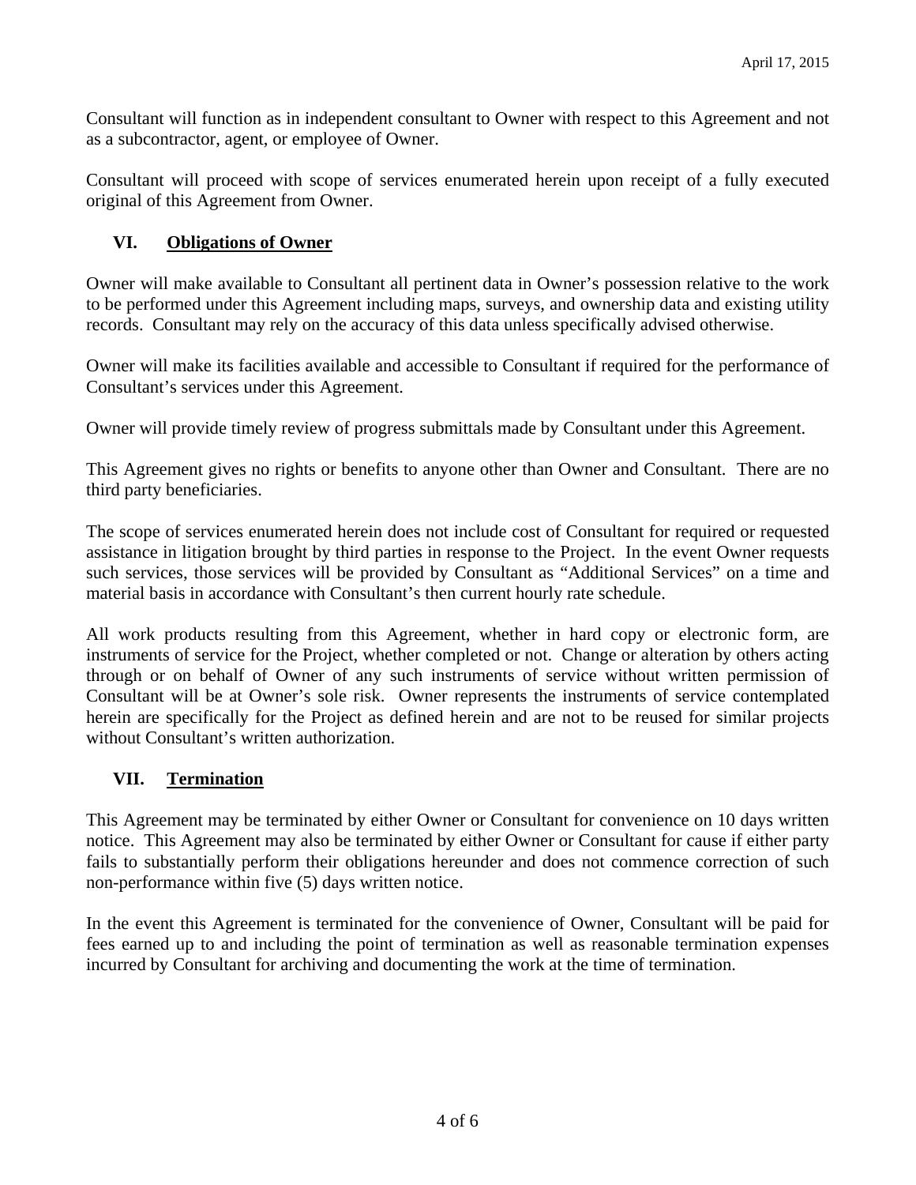Consultant will function as in independent consultant to Owner with respect to this Agreement and not as a subcontractor, agent, or employee of Owner.

Consultant will proceed with scope of services enumerated herein upon receipt of a fully executed original of this Agreement from Owner.

## VI. Obligations of Owner

Owner will make available to Consultant all pertinent data in Owner's possession relative to the work to be performed under this Agreement including maps, surveys, and ownership data and existing utility records. Consultant may rely on the accuracy of this data unless specifically advised otherwise.

Owner will make its facilities available and accessible to Consultant if required for the performance of Consultant's services under this Agreement.

Owner will provide timely review of progress submittals made by Consultant under this Agreement.

This Agreement gives no rights or benefits to anyone other than Owner and Consultant. There are no third party beneficiaries.

The scope of services enumerated herein does not include cost of Consultant for required or requested assistance in litigation brought by third parties in response to the Project. In the event Owner requests such services, those services will be provided by Consultant as "Additional Services" on a time and material basis in accordance with Consultant's then current hourly rate schedule.

All work products resulting from this Agreement, whether in hard copy or electronic form, are instruments of service for the Project, whether completed or not. Change or alteration by others acting through or on behalf of Owner of any such instruments of service without written permission of Consultant will be at Owner's sole risk. Owner represents the instruments of service contemplated herein are specifically for the Project as defined herein and are not to be reused for similar projects without Consultant's written authorization.

## VII. Termination

This Agreement may be terminated by either Owner or Consultant for convenience on 10 days written notice. This Agreement may also be terminated by either Owner or Consultant for cause if either party fails to substantially perform their obligations hereunder and does not commence correction of such non-performance within five (5) days written notice.

In the event this Agreement is terminated for the convenience of Owner, Consultant will be paid for fees earned up to and including the point of termination as well as reasonable termination expenses incurred by Consultant for archiving and documenting the work at the time of termination.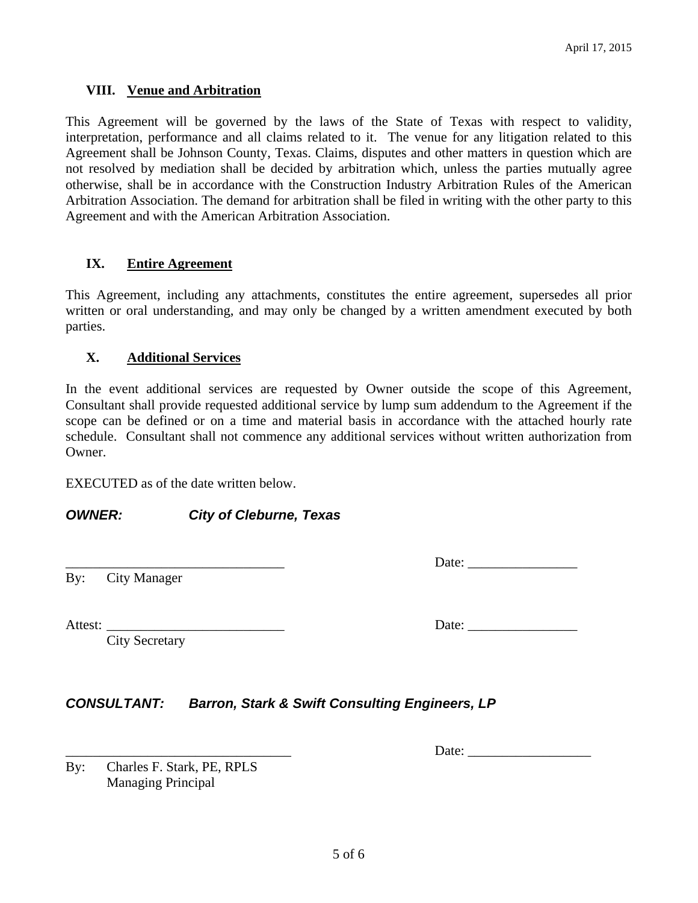### VIII. Venue and Arbitration

This Agreement will be governed by the laws of the State of Texas with respect to validity, interpretation, performance and all claims related to it. The venue for any litigation related to this Agreement shall be Johnson County, Texas. Claims, disputes and other matters in question which are not resolved by mediation shall be decided by arbitration which, unless the parties mutually agree otherwise, shall be in accordance with the Construction Industry Arbitration Rules of the American Arbitration Association. The demand for arbitration shall be filed in writing with the other party to this Agreement and with the American Arbitration Association.

### IX. Entire Agreement

This Agreement, including any attachments, constitutes the entire agreement, supersedes all prior written or oral understanding, and may only be changed by a written amendment executed by both parties.

### X. Additional Services

In the event additional services are requested by Owner outside the scope of this Agreement, Consultant shall provide requested additional service by lump sum addendum to the Agreement if the scope can be defined or on a time and material basis in accordance with the attached hourly rate schedule. Consultant shall not commence any additional services without written authorization from Owner.

EXECUTED as of the date written below.

***OWNER:*** ***City of Cleburne, Texas***

________________________________ Date: ________________

By: City Manager

Attest: __________________________ Date: ________________

City Secretary

***CONSULTANT:*** ***Barron, Stark & Swift Consulting Engineers, LP***

_________________________________ Date: __________________

By: Charles F. Stark, PE, RPLS
Managing Principal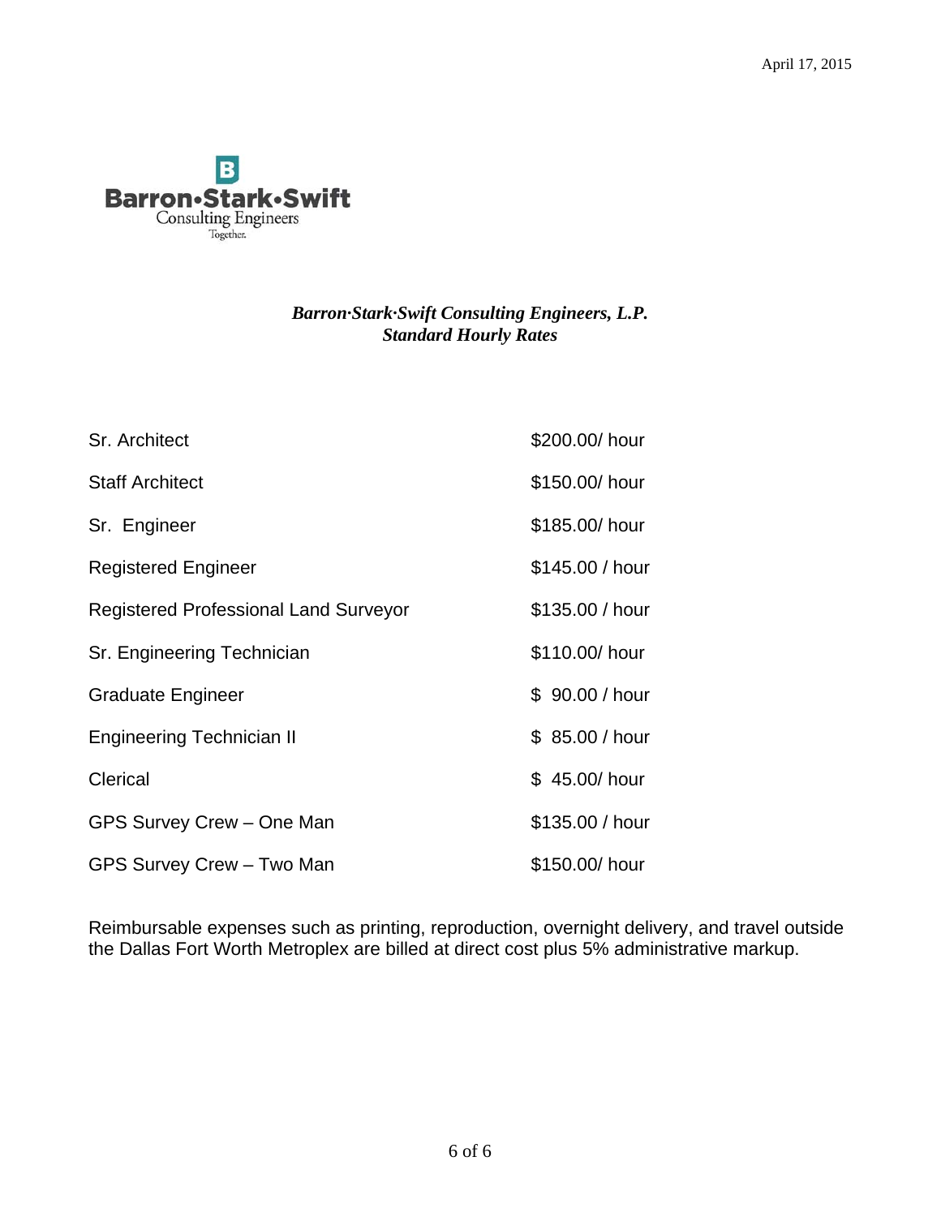April 17, 2015

Barron•Stark•Swift
Consulting Engineers
Together.

***Barron·Stark·Swift Consulting Engineers, L.P.***
***Standard Hourly Rates***

| | |
|---|---|
| Sr. Architect | $200.00/ hour |
| Staff Architect | $150.00/ hour |
| Sr. Engineer | $185.00/ hour |
| Registered Engineer | $145.00 / hour |
| Registered Professional Land Surveyor | $135.00 / hour |
| Sr. Engineering Technician | $110.00/ hour |
| Graduate Engineer | $ 90.00 / hour |
| Engineering Technician II | $ 85.00 / hour |
| Clerical | $ 45.00/ hour |
| GPS Survey Crew – One Man | $135.00 / hour |
| GPS Survey Crew – Two Man | $150.00/ hour |

Reimbursable expenses such as printing, reproduction, overnight delivery, and travel outside the Dallas Fort Worth Metroplex are billed at direct cost plus 5% administrative markup.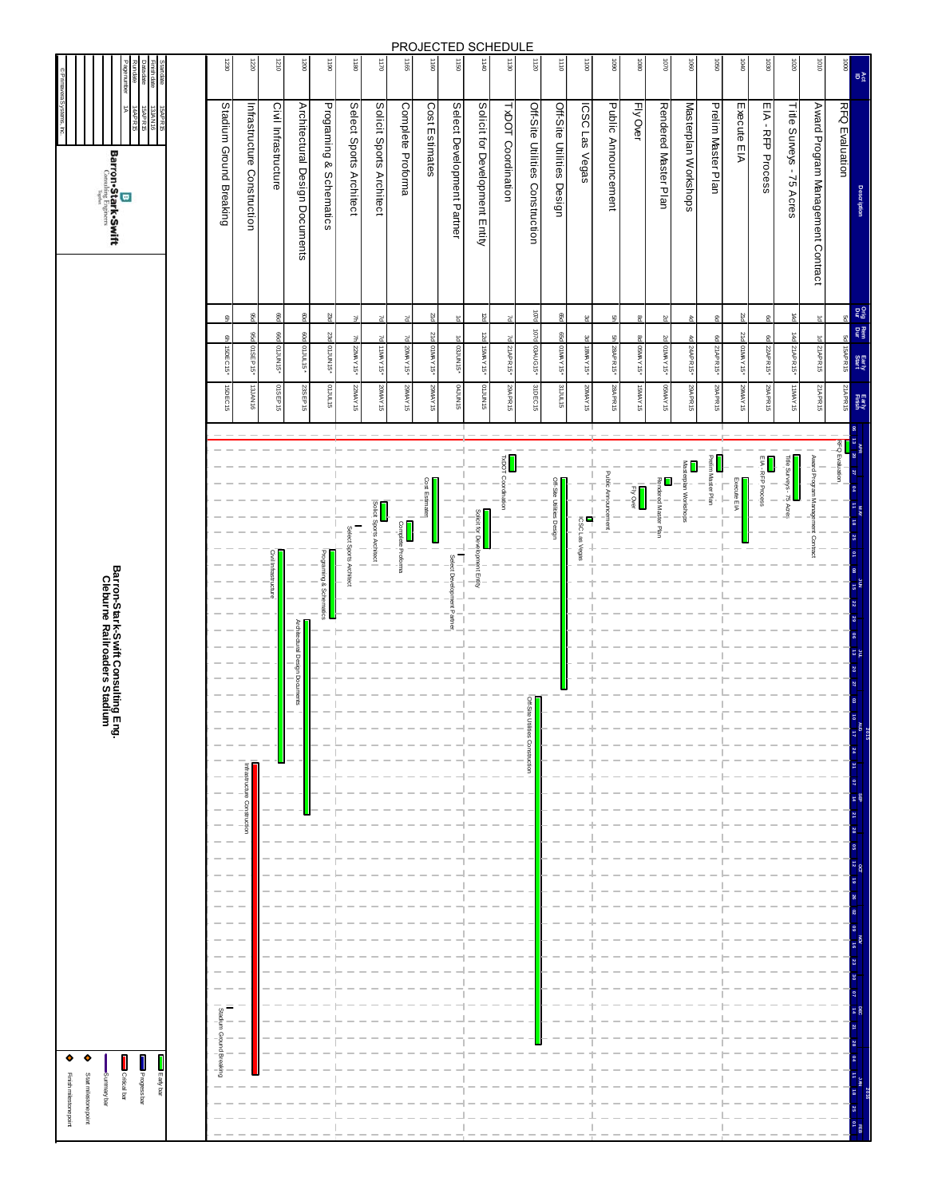# PROJECTED SCHEDULE

| Act ID | Description | Orig Dur | Rem Dur | Early Start | Early Finish |
| --- | --- | --- | --- | --- | --- |
| 1000 | RFQ Evaluation | 5d | 5d | 15APR15 | 21APR15 |
| 1010 | Award Program Management Contract | 1d | 1d | 21APR15 | 21APR15 |
| 1020 | Title Surveys - 75 Acres | 14d | 14d | 22APR15* | 11MAY15 |
| 1030 | EIA - RFP Process | 6d | 6d | 22APR15* | 29APR15 |
| 1040 | Execute EIA | 21d | 21d | 01MAY15* | 29MAY15 |
| 1050 | Prelim Master Plan | 6d | 6d | 21APR15* | 29APR15 |
| 1060 | Masterplan Workshops | 4d | 4d | 24APR15* | 29APR15 |
| 1070 | Rendered Master Plan | 2d | 2d | 01MAY15* | 05MAY15 |
| 1080 | Fly Over | 8d | 8d | 05MAY15* | 15MAY15 |
| 1090 | Public Announcement | 5d | 5d | 28APR15* | 28APR15 |
| 1100 | ICSC Las Vegas | 3d | 3d | 18MAY15* | 20MAY15 |
| 1110 | OffSite Utilities Design | 65d | 65d | 01MAY15* | 31JUL15 |
| 1120 | OffSite Utilities Construction | 107d | 107d | 03AUG15* | 31DEC15 |
| 1130 | TxDOT Coordination | 7d | 7d | 21APR15* | 29APR15 |
| 1140 | Solicit for Development Entity | 12d | 12d | 15MAY15* | 01JUN15 |
| 1150 | Select Development Partner | 1d | 1d | 03JUN15* | 04JUN15 |
| 1160 | Cost Estimates | 21d | 21d | 01MAY15* | 29MAY15 |
| 1165 | Complete Proforma | 7d | 7d | 20MAY15* | 29MAY15 |
| 1170 | Solicit Sports Architect | 7d | 7d | 11MAY15* | 20MAY15 |
| 1180 | Select Sports Architect | 7d | 7d | 22MAY15* | 22MAY15 |
| 1190 | Programing & Schematics | 23d | 23d | 01JUN15* | 01JUL15 |
| 1200 | Architectural Design Documents | 60d | 60d | 01JUL15* | 23SEP15 |
| 1210 | Civil Infrastructure | 66d | 66d | 01JUN15* | 01SEP15 |
| 1220 | Infrastructure Construction | 95d | 95d | 01SEP15* | 13JAN16 |
| 1230 | Stadium Ground Breaking | 6d | 6d | 15DEC15* | 15DEC15 |

Start date 15APR15
Finish date 13JAN16
Data date 15APR15
Run date 14APR15
Page number 1A

© Primavera Systems, Inc.

**Barron•Stark•Swift**
Consulting Engineers

**Barron-Stark-Swift Consulting Eng.**
**Cleburne Railroaders Stadium**

Early bar
Progress bar
Critical bar
Summary bar
Start milestone point
Finish milestone point